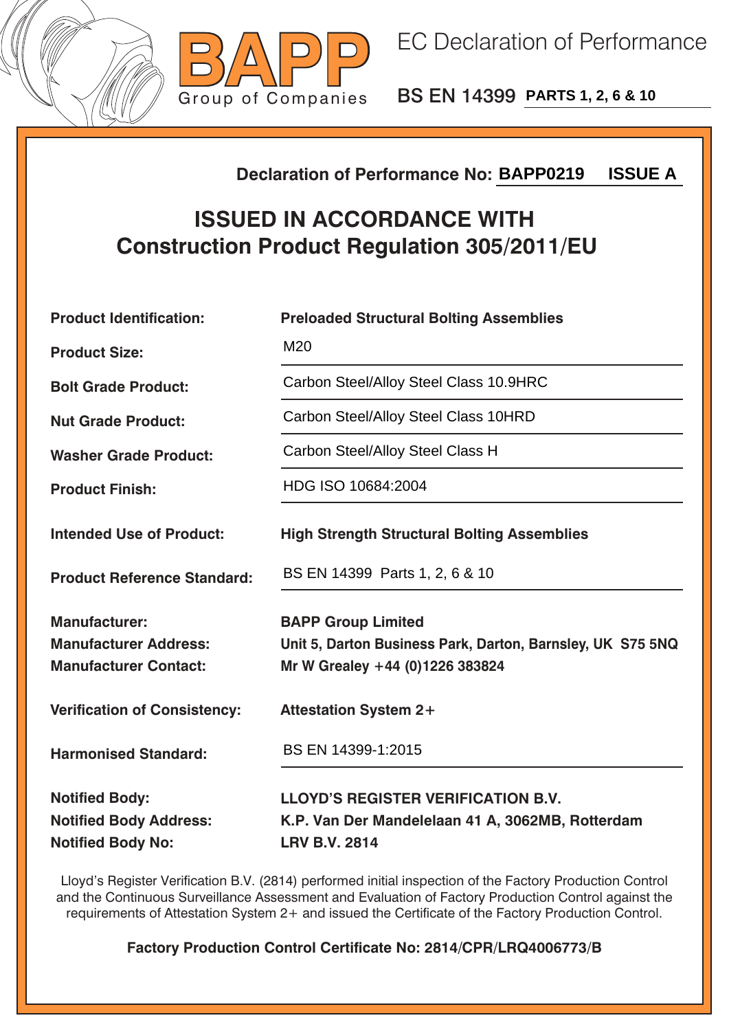BAPP Group of Companies

# EC Declaration of Performance

## BS EN 14399 PARTS 1, 2, 6 & 10

**Declaration of Performance No: BAPP0219 ISSUE A**

## ISSUED IN ACCORDANCE WITH
## Construction Product Regulation 305/2011/EU

| | |
|---|---|
| **Product Identification:** | **Preloaded Structural Bolting Assemblies** |
| **Product Size:** | M20 |
| **Bolt Grade Product:** | Carbon Steel/Alloy Steel Class 10.9HRC |
| **Nut Grade Product:** | Carbon Steel/Alloy Steel Class 10HRD |
| **Washer Grade Product:** | Carbon Steel/Alloy Steel Class H |
| **Product Finish:** | HDG ISO 10684:2004 |
| **Intended Use of Product:** | **High Strength Structural Bolting Assemblies** |
| **Product Reference Standard:** | BS EN 14399 Parts 1, 2, 6 & 10 |
| **Manufacturer:** | **BAPP Group Limited** |
| **Manufacturer Address:** | **Unit 5, Darton Business Park, Darton, Barnsley, UK S75 5NQ** |
| **Manufacturer Contact:** | **Mr W Grealey +44 (0)1226 383824** |
| **Verification of Consistency:** | **Attestation System 2+** |
| **Harmonised Standard:** | BS EN 14399-1:2015 |
| **Notified Body:** | **LLOYD'S REGISTER VERIFICATION B.V.** |
| **Notified Body Address:** | **K.P. Van Der Mandelelaan 41 A, 3062MB, Rotterdam** |
| **Notified Body No:** | **LRV B.V. 2814** |

Lloyd's Register Verification B.V. (2814) performed initial inspection of the Factory Production Control and the Continuous Surveillance Assessment and Evaluation of Factory Production Control against the requirements of Attestation System 2+ and issued the Certificate of the Factory Production Control.

**Factory Production Control Certificate No: 2814/CPR/LRQ4006773/B**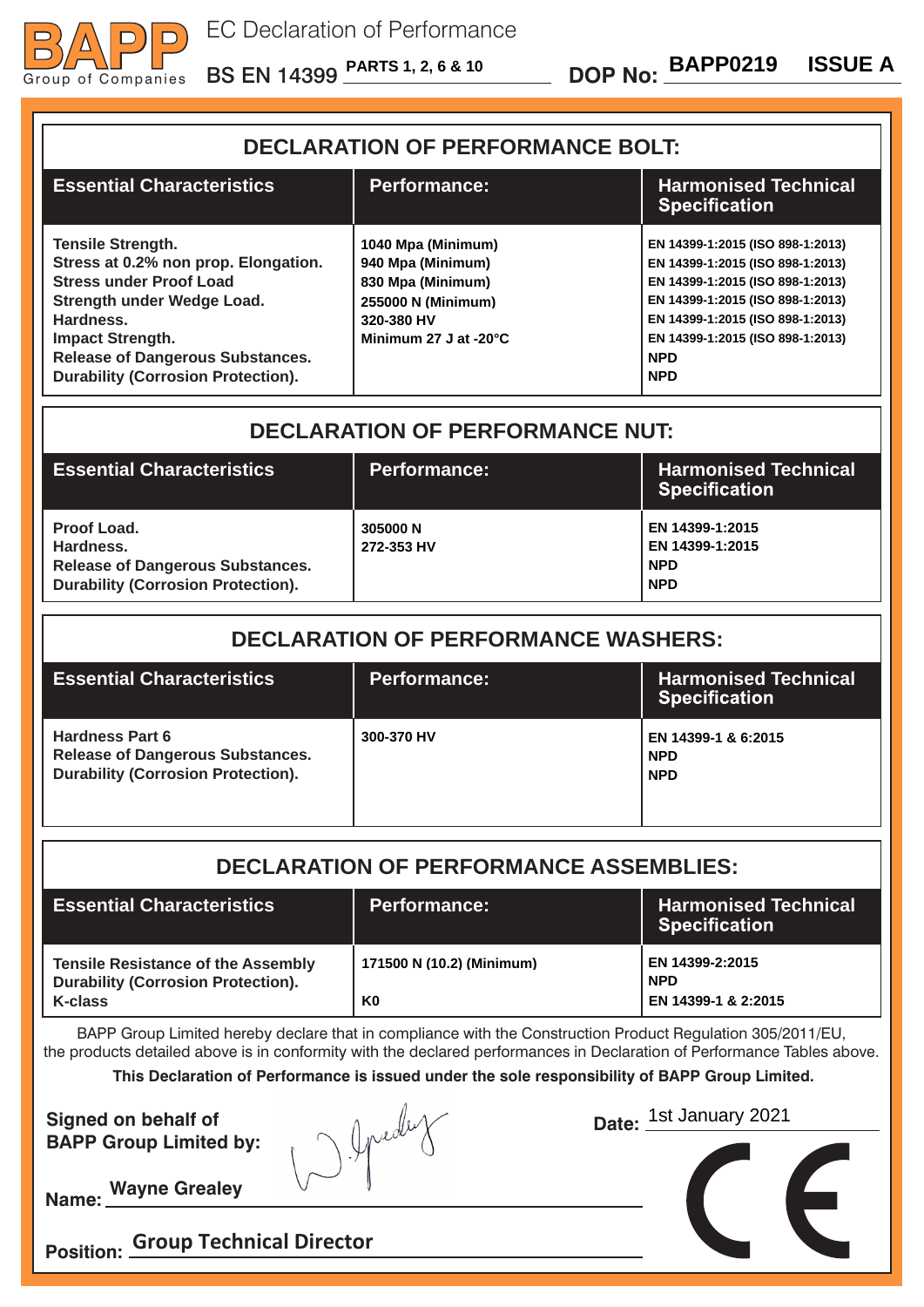EC Declaration of Performance

BS EN 14399 PARTS 1, 2, 6 & 10 DOP No: BAPP0219 ISSUE A

## DECLARATION OF PERFORMANCE BOLT:

| Essential Characteristics | Performance: | Harmonised Technical Specification |
|---|---|---|
| Tensile Strength. | 1040 Mpa (Minimum) | EN 14399-1:2015 (ISO 898-1:2013) |
| Stress at 0.2% non prop. Elongation. | 940 Mpa (Minimum) | EN 14399-1:2015 (ISO 898-1:2013) |
| Stress under Proof Load | 830 Mpa (Minimum) | EN 14399-1:2015 (ISO 898-1:2013) |
| Strength under Wedge Load. | 255000 N (Minimum) | EN 14399-1:2015 (ISO 898-1:2013) |
| Hardness. | 320-380 HV | EN 14399-1:2015 (ISO 898-1:2013) |
| Impact Strength. | Minimum 27 J at -20°C | EN 14399-1:2015 (ISO 898-1:2013) |
| Release of Dangerous Substances. | | NPD |
| Durability (Corrosion Protection). | | NPD |

## DECLARATION OF PERFORMANCE NUT:

| Essential Characteristics | Performance: | Harmonised Technical Specification |
|---|---|---|
| Proof Load. | 305000 N | EN 14399-1:2015 |
| Hardness. | 272-353 HV | EN 14399-1:2015 |
| Release of Dangerous Substances. | | NPD |
| Durability (Corrosion Protection). | | NPD |

## DECLARATION OF PERFORMANCE WASHERS:

| Essential Characteristics | Performance: | Harmonised Technical Specification |
|---|---|---|
| Hardness Part 6 | 300-370 HV | EN 14399-1 & 6:2015 |
| Release of Dangerous Substances. | | NPD |
| Durability (Corrosion Protection). | | NPD |

## DECLARATION OF PERFORMANCE ASSEMBLIES:

| Essential Characteristics | Performance: | Harmonised Technical Specification |
|---|---|---|
| Tensile Resistance of the Assembly | 171500 N (10.2) (Minimum) | EN 14399-2:2015 |
| Durability (Corrosion Protection). | | NPD |
| K-class | K0 | EN 14399-1 & 2:2015 |

BAPP Group Limited hereby declare that in compliance with the Construction Product Regulation 305/2011/EU, the products detailed above is in conformity with the declared performances in Declaration of Performance Tables above.

**This Declaration of Performance is issued under the sole responsibility of BAPP Group Limited.**

**Signed on behalf of BAPP Group Limited by:**

**Date:** 1st January 2021

**Name:** Wayne Grealey

**Position:** Group Technical Director